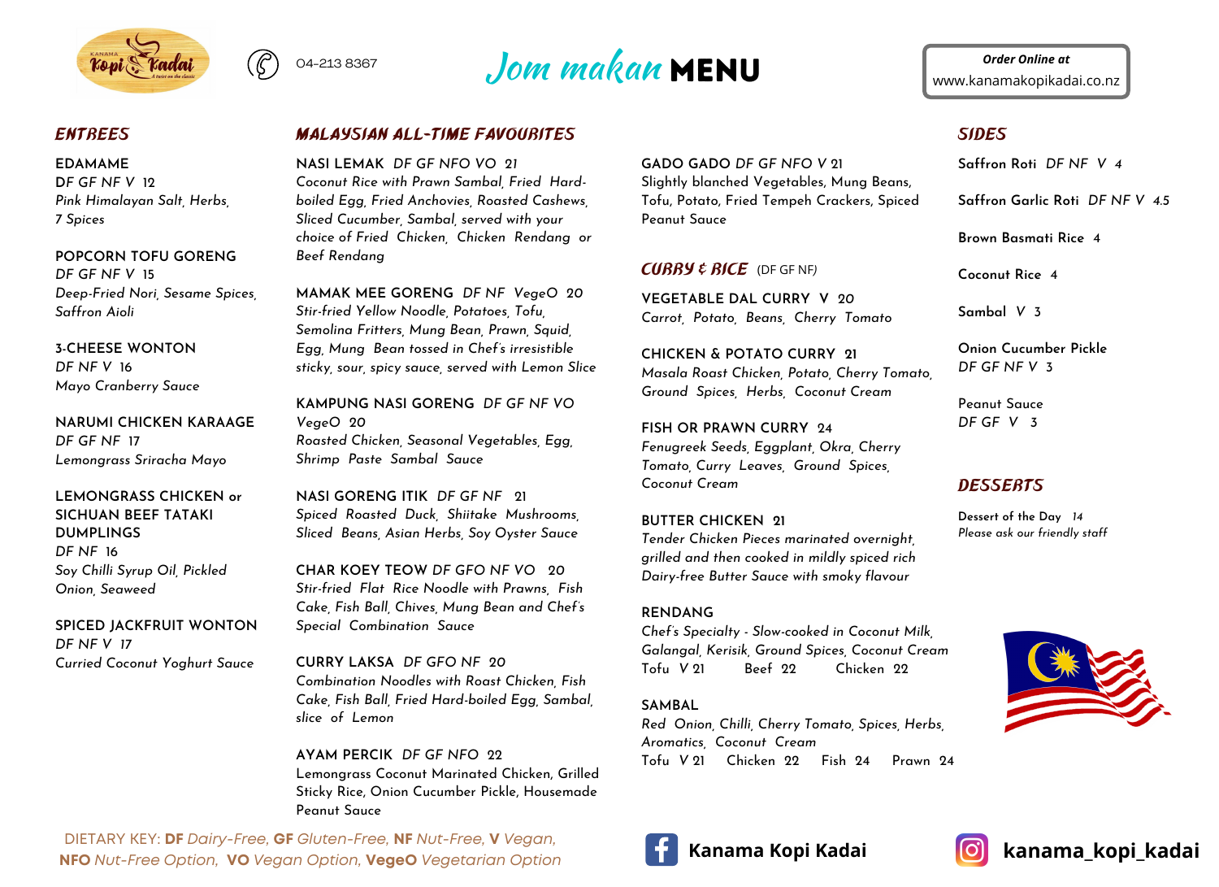04-213 8367

# Jom makan MENU

**Order Online at**
www.kanamakopikadai.co.nz

## ENTREES

**EDAMAME**
DF GF NF V 12
*Pink Himalayan Salt, Herbs, 7 Spices*

**POPCORN TOFU GORENG**
*DF GF NF V* 15
*Deep-Fried Nori, Sesame Spices, Saffron Aioli*

**3-CHEESE WONTON**
*DF NF V* 16
*Mayo Cranberry Sauce*

**NARUMI CHICKEN KARAAGE**
*DF GF NF* 17
*Lemongrass Sriracha Mayo*

**LEMONGRASS CHICKEN or SICHUAN BEEF TATAKI DUMPLINGS**
*DF NF* 16
*Soy Chilli Syrup Oil, Pickled Onion, Seaweed*

**SPICED JACKFRUIT WONTON**
*DF NF V* 17
*Curried Coconut Yoghurt Sauce*

## MALAYSIAN ALL-TIME FAVOURITES

**NASI LEMAK** *DF GF NFO VO* 21
*Coconut Rice with Prawn Sambal, Fried Hard-boiled Egg, Fried Anchovies, Roasted Cashews, Sliced Cucumber, Sambal, served with your choice of Fried Chicken, Chicken Rendang or Beef Rendang*

**MAMAK MEE GORENG** *DF NF VegeO* 20
*Stir-fried Yellow Noodle, Potatoes, Tofu, Semolina Fritters, Mung Bean, Prawn, Squid, Egg, Mung Bean tossed in Chef's irresistible sticky, sour, spicy sauce, served with Lemon Slice*

**KAMPUNG NASI GORENG** *DF GF NF VO VegeO* 20
*Roasted Chicken, Seasonal Vegetables, Egg, Shrimp Paste Sambal Sauce*

**NASI GORENG ITIK** *DF GF NF* 21
*Spiced Roasted Duck, Shiitake Mushrooms, Sliced Beans, Asian Herbs, Soy Oyster Sauce*

**CHAR KOEY TEOW** *DF GFO NF VO* 20
*Stir-fried Flat Rice Noodle with Prawns, Fish Cake, Fish Ball, Chives, Mung Bean and Chef's Special Combination Sauce*

**CURRY LAKSA** *DF GFO NF* 20
*Combination Noodles with Roast Chicken, Fish Cake, Fish Ball, Fried Hard-boiled Egg, Sambal, slice of Lemon*

**AYAM PERCIK** *DF GF NFO* 22
Lemongrass Coconut Marinated Chicken, Grilled Sticky Rice, Onion Cucumber Pickle, Housemade Peanut Sauce

**GADO GADO** *DF GF NFO V* 21
Slightly blanched Vegetables, Mung Beans, Tofu, Potato, Fried Tempeh Crackers, Spiced Peanut Sauce

## CURRY & RICE (DF GF NF)

**VEGETABLE DAL CURRY V** 20
*Carrot, Potato, Beans, Cherry Tomato*

**CHICKEN & POTATO CURRY** 21
*Masala Roast Chicken, Potato, Cherry Tomato, Ground Spices, Herbs, Coconut Cream*

**FISH OR PRAWN CURRY** 24
*Fenugreek Seeds, Eggplant, Okra, Cherry Tomato, Curry Leaves, Ground Spices, Coconut Cream*

**BUTTER CHICKEN** 21
*Tender Chicken Pieces marinated overnight, grilled and then cooked in mildly spiced rich Dairy-free Butter Sauce with smoky flavour*

**RENDANG**
*Chef's Specialty - Slow-cooked in Coconut Milk, Galangal, Kerisik, Ground Spices, Coconut Cream*
Tofu V 21 Beef 22 Chicken 22

**SAMBAL**
*Red Onion, Chilli, Cherry Tomato, Spices, Herbs, Aromatics, Coconut Cream*
Tofu V 21 Chicken 22 Fish 24 Prawn 24

## SIDES

**Saffron Roti** *DF NF V* 4

**Saffron Garlic Roti** *DF NF V* 4.5

**Brown Basmati Rice** 4

**Coconut Rice** 4

**Sambal** *V* 3

**Onion Cucumber Pickle**
*DF GF NF V* 3

Peanut Sauce
*DF GF V* 3

## DESSERTS

Dessert of the Day *14*
*Please ask our friendly staff*

DIETARY KEY: **DF** *Dairy-Free*, **GF** *Gluten-Free*, **NF** *Nut-Free*, **V** *Vegan*, **NFO** *Nut-Free Option*, **VO** *Vegan Option*, **VegeO** *Vegetarian Option*

Kanama Kopi Kadai

kanama_kopi_kadai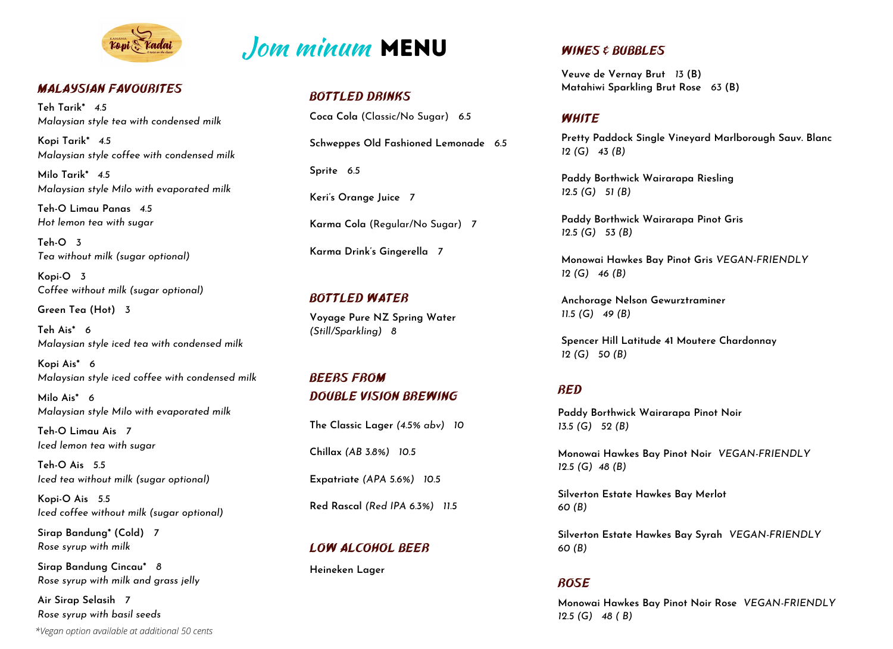# *Jom minum* MENU

## MALAYSIAN FAVOURITES

**Teh Tarik*** *4.5*
*Malaysian style tea with condensed milk*

**Kopi Tarik*** *4.5*
*Malaysian style coffee with condensed milk*

**Milo Tarik*** *4.5*
*Malaysian style Milo with evaporated milk*

**Teh-O Limau Panas** *4.5*
*Hot lemon tea with sugar*

**Teh-O** 3
*Tea without milk (sugar optional)*

**Kopi-O** 3
*Coffee without milk (sugar optional)*

**Green Tea (Hot)** 3

**Teh Ais*** 6
*Malaysian style iced tea with condensed milk*

**Kopi Ais*** 6
*Malaysian style iced coffee with condensed milk*

**Milo Ais*** 6
*Malaysian style Milo with evaporated milk*

**Teh-O Limau Ais** 7
*Iced lemon tea with sugar*

**Teh-O Ais** 5.5
*Iced tea without milk (sugar optional)*

**Kopi-O Ais** 5.5
*Iced coffee without milk (sugar optional)*

**Sirap Bandung* (Cold)** 7
*Rose syrup with milk*

**Sirap Bandung Cincau*** 8
*Rose syrup with milk and grass jelly*

**Air Sirap Selasih** 7
*Rose syrup with basil seeds*

*\*Vegan option available at additional 50 cents*

## BOTTLED DRINKS

**Coca Cola** (Classic/No Sugar) 6.5

**Schweppes Old Fashioned Lemonade** 6.5

**Sprite** 6.5

**Keri's Orange Juice** 7

**Karma Cola** (Regular/No Sugar) 7

**Karma Drink's Gingerella** 7

## BOTTLED WATER

**Voyage Pure NZ Spring Water**
*(Still/Sparkling)* 8

## BEERS FROM DOUBLE VISION BREWING

**The Classic Lager** *(4.5% abv)* 10

**Chillax** *(AB 3.8%)* 10.5

**Expatriate** *(APA 5.6%)* 10.5

**Red Rascal** *(Red IPA 6.3%)* 11.5

## LOW ALCOHOL BEER

**Heineken Lager**

## WINES & BUBBLES

**Veuve de Vernay Brut** 13 **(B)**
**Matahiwi Sparkling Brut Rose** 63 **(B)**

## WHITE

**Pretty Paddock Single Vineyard Marlborough Sauv. Blanc**
*12 (G) 43 (B)*

**Paddy Borthwick Wairarapa Riesling**
*12.5 (G) 51 (B)*

**Paddy Borthwick Wairarapa Pinot Gris**
*12.5 (G) 53 (B)*

**Monowai Hawkes Bay Pinot Gris** *VEGAN-FRIENDLY*
*12 (G) 46 (B)*

**Anchorage Nelson Gewurztraminer**
*11.5 (G) 49 (B)*

**Spencer Hill Latitude 41 Moutere Chardonnay**
*12 (G) 50 (B)*

## RED

**Paddy Borthwick Wairarapa Pinot Noir**
*13.5 (G) 52 (B)*

**Monowai Hawkes Bay Pinot Noir** *VEGAN-FRIENDLY*
*12.5 (G) 48 (B)*

**Silverton Estate Hawkes Bay Merlot**
*60 (B)*

**Silverton Estate Hawkes Bay Syrah** *VEGAN-FRIENDLY*
*60 (B)*

## ROSE

**Monowai Hawkes Bay Pinot Noir Rose** *VEGAN-FRIENDLY*
*12.5 (G) 48 ( B)*